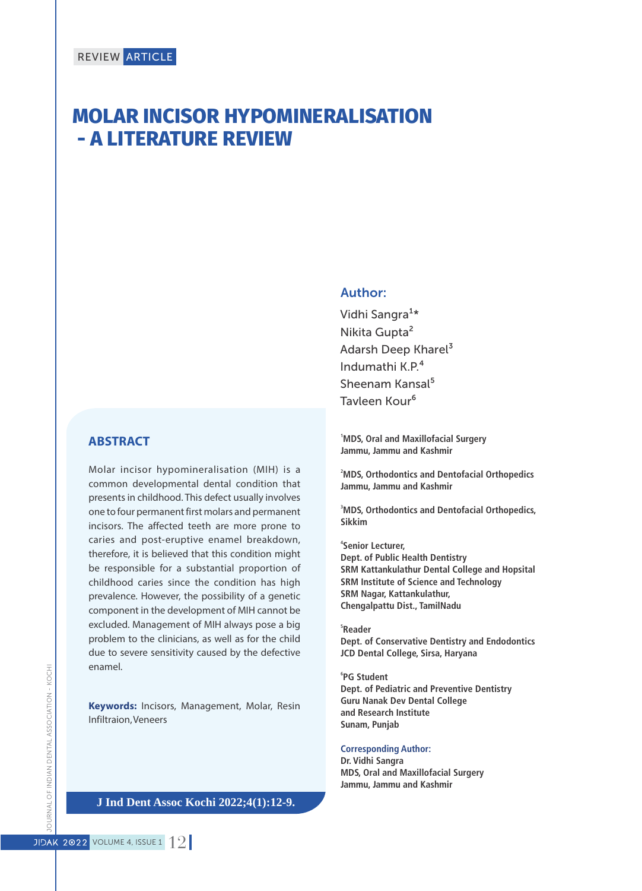REVIEW ARTICLE

# MOLAR INCISOR HYPOMINERALISATION - A LITERATURE REVIEW

## Author:

Vidhi Sangra[1]*
Nikita Gupta[2]
Adarsh Deep Kharel[3]
Indumathi K.P.[4]
Sheenam Kansal[5]
Tavleen Kour[6]

[1]**MDS, Oral and Maxillofacial Surgery**
**Jammu, Jammu and Kashmir**

[2]**MDS, Orthodontics and Dentofacial Orthopedics**
**Jammu, Jammu and Kashmir**

[3]**MDS, Orthodontics and Dentofacial Orthopedics,**
**Sikkim**

[4]**Senior Lecturer,**
**Dept. of Public Health Dentistry**
**SRM Kattankulathur Dental College and Hopsital**
**SRM Institute of Science and Technology**
**SRM Nagar, Kattankulathur,**
**Chengalpattu Dist., TamilNadu**

[5]**Reader**
**Dept. of Conservative Dentistry and Endodontics**
**JCD Dental College, Sirsa, Haryana**

[6]**PG Student**
**Dept. of Pediatric and Preventive Dentistry**
**Guru Nanak Dev Dental College**
**and Research Institute**
**Sunam, Punjab**

**Corresponding Author:**
**Dr. Vidhi Sangra**
**MDS, Oral and Maxillofacial Surgery**
**Jammu, Jammu and Kashmir**

## ABSTRACT

Molar incisor hypomineralisation (MIH) is a common developmental dental condition that presents in childhood. This defect usually involves one to four permanent first molars and permanent incisors. The affected teeth are more prone to caries and post-eruptive enamel breakdown, therefore, it is believed that this condition might be responsible for a substantial proportion of childhood caries since the condition has high prevalence. However, the possibility of a genetic component in the development of MIH cannot be excluded. Management of MIH always pose a big problem to the clinicians, as well as for the child due to severe sensitivity caused by the defective enamel.

**Keywords:** Incisors, Management, Molar, Resin Infiltraion, Veneers

J Ind Dent Assoc Kochi 2022;4(1):12-9.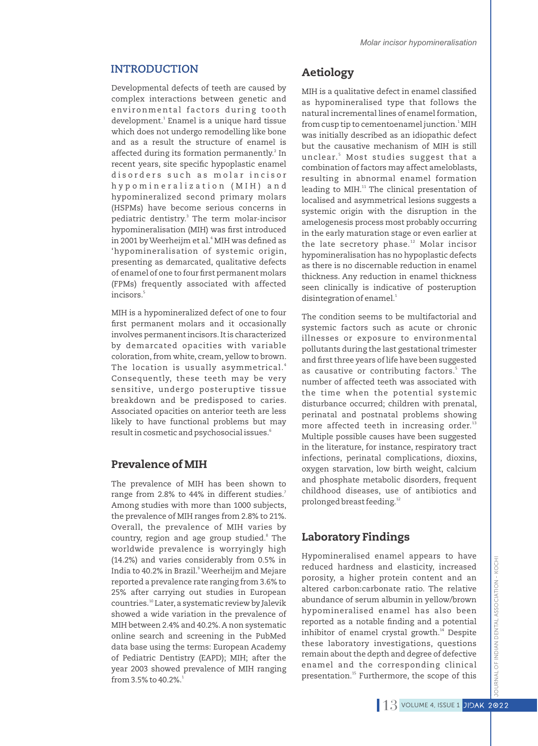## INTRODUCTION

Developmental defects of teeth are caused by complex interactions between genetic and environmental factors during tooth development.[1] Enamel is a unique hard tissue which does not undergo remodelling like bone and as a result the structure of enamel is affected during its formation permanently.[2] In recent years, site specific hypoplastic enamel disorders such as molar incisor hypomineralization (MIH) and hypomineralized second primary molars (HSPMs) have become serious concerns in pediatric dentistry.[3] The term molar-incisor hypomineralisation (MIH) was first introduced in 2001 by Weerheijm et al.[4] MIH was defined as 'hypomineralisation of systemic origin, presenting as demarcated, qualitative defects of enamel of one to four first permanent molars (FPMs) frequently associated with affected incisors.[5]

MIH is a hypomineralized defect of one to four first permanent molars and it occasionally involves permanent incisors. It is characterized by demarcated opacities with variable coloration, from white, cream, yellow to brown. The location is usually asymmetrical.[4] Consequently, these teeth may be very sensitive, undergo posteruptive tissue breakdown and be predisposed to caries. Associated opacities on anterior teeth are less likely to have functional problems but may result in cosmetic and psychosocial issues.[6]

## Prevalence of MIH

The prevalence of MIH has been shown to range from 2.8% to 44% in different studies.[7] Among studies with more than 1000 subjects, the prevalence of MIH ranges from 2.8% to 21%. Overall, the prevalence of MIH varies by country, region and age group studied.[8] The worldwide prevalence is worryingly high (14.2%) and varies considerably from 0.5% in India to 40.2% in Brazil.[9] Weerheijm and Mejare reported a prevalence rate ranging from 3.6% to 25% after carrying out studies in European countries.[10] Later, a systematic review by Jalevik showed a wide variation in the prevalence of MIH between 2.4% and 40.2%. A non systematic online search and screening in the PubMed data base using the terms: European Academy of Pediatric Dentistry (EAPD); MIH; after the year 2003 showed prevalence of MIH ranging from 3.5% to 40.2%.[1]

## Aetiology

MIH is a qualitative defect in enamel classified as hypomineralised type that follows the natural incremental lines of enamel formation, from cusp tip to cementoenamel junction.[1] MIH was initially described as an idiopathic defect but the causative mechanism of MIH is still unclear.[5] Most studies suggest that a combination of factors may affect ameloblasts, resulting in abnormal enamel formation leading to MIH.[11] The clinical presentation of localised and asymmetrical lesions suggests a systemic origin with the disruption in the amelogenesis process most probably occurring in the early maturation stage or even earlier at the late secretory phase.[12] Molar incisor hypomineralisation has no hypoplastic defects as there is no discernable reduction in enamel thickness. Any reduction in enamel thickness seen clinically is indicative of posteruption disintegration of enamel.[1]

The condition seems to be multifactorial and systemic factors such as acute or chronic illnesses or exposure to environmental pollutants during the last gestational trimester and first three years of life have been suggested as causative or contributing factors.[5] The number of affected teeth was associated with the time when the potential systemic disturbance occurred; children with prenatal, perinatal and postnatal problems showing more affected teeth in increasing order.[13] Multiple possible causes have been suggested in the literature, for instance, respiratory tract infections, perinatal complications, dioxins, oxygen starvation, low birth weight, calcium and phosphate metabolic disorders, frequent childhood diseases, use of antibiotics and prolonged breast feeding.[12]

## Laboratory Findings

Hypomineralised enamel appears to have reduced hardness and elasticity, increased porosity, a higher protein content and an altered carbon:carbonate ratio. The relative abundance of serum albumin in yellow/brown hypomineralised enamel has also been reported as a notable finding and a potential inhibitor of enamel crystal growth.[14] Despite these laboratory investigations, questions remain about the depth and degree of defective enamel and the corresponding clinical presentation.[15] Furthermore, the scope of this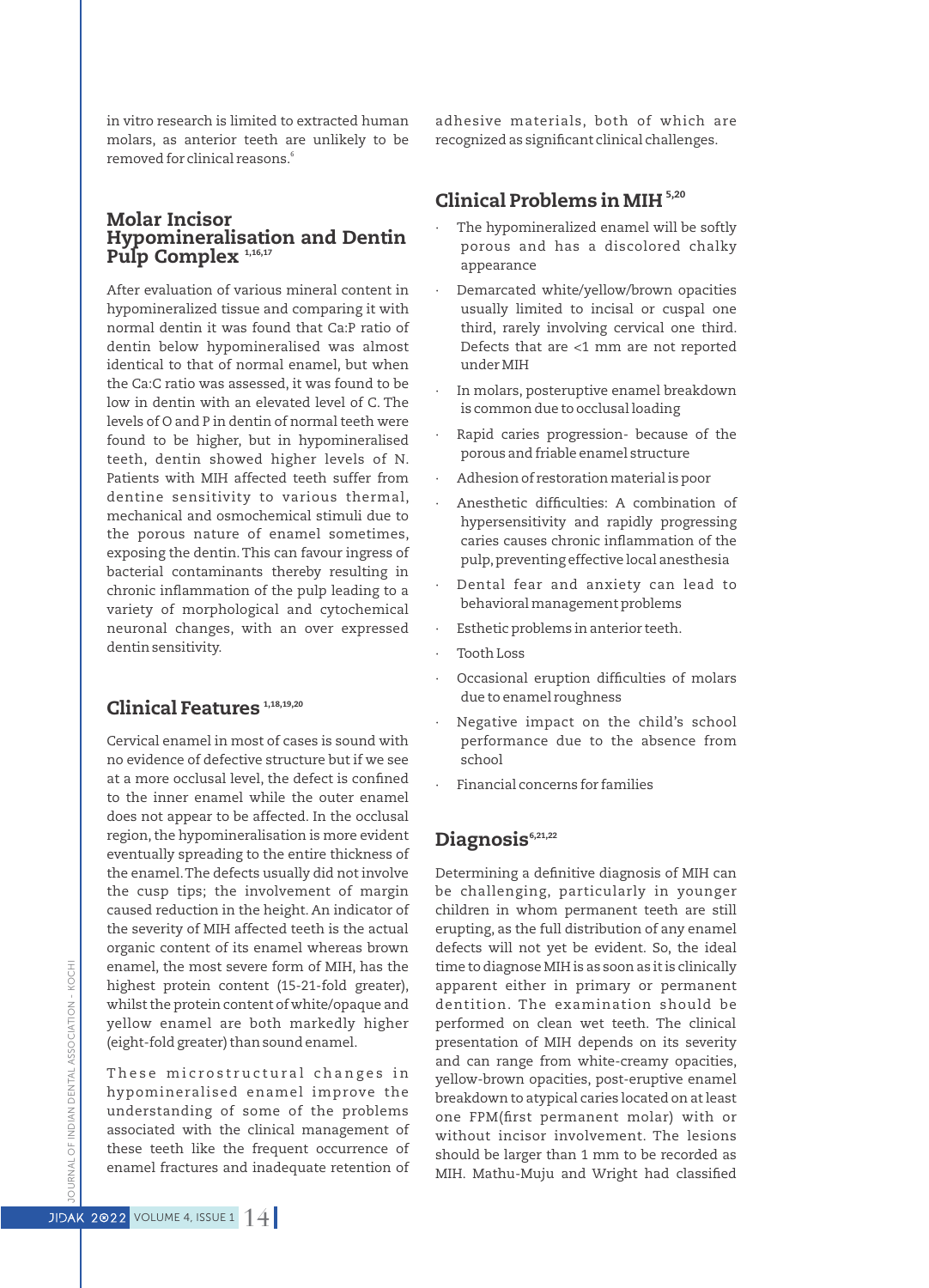in vitro research is limited to extracted human molars, as anterior teeth are unlikely to be removed for clinical reasons.[6]

## Molar Incisor Hypomineralisation and Dentin Pulp Complex [1,16,17]

After evaluation of various mineral content in hypomineralized tissue and comparing it with normal dentin it was found that Ca:P ratio of dentin below hypomineralised was almost identical to that of normal enamel, but when the Ca:C ratio was assessed, it was found to be low in dentin with an elevated level of C. The levels of O and P in dentin of normal teeth were found to be higher, but in hypomineralised teeth, dentin showed higher levels of N. Patients with MIH affected teeth suffer from dentine sensitivity to various thermal, mechanical and osmochemical stimuli due to the porous nature of enamel sometimes, exposing the dentin. This can favour ingress of bacterial contaminants thereby resulting in chronic inflammation of the pulp leading to a variety of morphological and cytochemical neuronal changes, with an over expressed dentin sensitivity.

## Clinical Features [1,18,19,20]

Cervical enamel in most of cases is sound with no evidence of defective structure but if we see at a more occlusal level, the defect is confined to the inner enamel while the outer enamel does not appear to be affected. In the occlusal region, the hypomineralisation is more evident eventually spreading to the entire thickness of the enamel. The defects usually did not involve the cusp tips; the involvement of margin caused reduction in the height. An indicator of the severity of MIH affected teeth is the actual organic content of its enamel whereas brown enamel, the most severe form of MIH, has the highest protein content (15-21-fold greater), whilst the protein content of white/opaque and yellow enamel are both markedly higher (eight-fold greater) than sound enamel.

These microstructural changes in hypomineralised enamel improve the understanding of some of the problems associated with the clinical management of these teeth like the frequent occurrence of enamel fractures and inadequate retention of adhesive materials, both of which are recognized as significant clinical challenges.

## Clinical Problems in MIH [5,20]

- The hypomineralized enamel will be softly porous and has a discolored chalky appearance
- Demarcated white/yellow/brown opacities usually limited to incisal or cuspal one third, rarely involving cervical one third. Defects that are <1 mm are not reported under MIH
- In molars, posteruptive enamel breakdown is common due to occlusal loading
- Rapid caries progression- because of the porous and friable enamel structure
- Adhesion of restoration material is poor
- Anesthetic difficulties: A combination of hypersensitivity and rapidly progressing caries causes chronic inflammation of the pulp, preventing effective local anesthesia
- Dental fear and anxiety can lead to behavioral management problems
- Esthetic problems in anterior teeth.
- Tooth Loss
- Occasional eruption difficulties of molars due to enamel roughness
- Negative impact on the child's school performance due to the absence from school
- Financial concerns for families

## Diagnosis[6,21,22]

Determining a definitive diagnosis of MIH can be challenging, particularly in younger children in whom permanent teeth are still erupting, as the full distribution of any enamel defects will not yet be evident. So, the ideal time to diagnose MIH is as soon as it is clinically apparent either in primary or permanent dentition. The examination should be performed on clean wet teeth. The clinical presentation of MIH depends on its severity and can range from white-creamy opacities, yellow-brown opacities, post-eruptive enamel breakdown to atypical caries located on at least one FPM(first permanent molar) with or without incisor involvement. The lesions should be larger than 1 mm to be recorded as MIH. Mathu-Muju and Wright had classified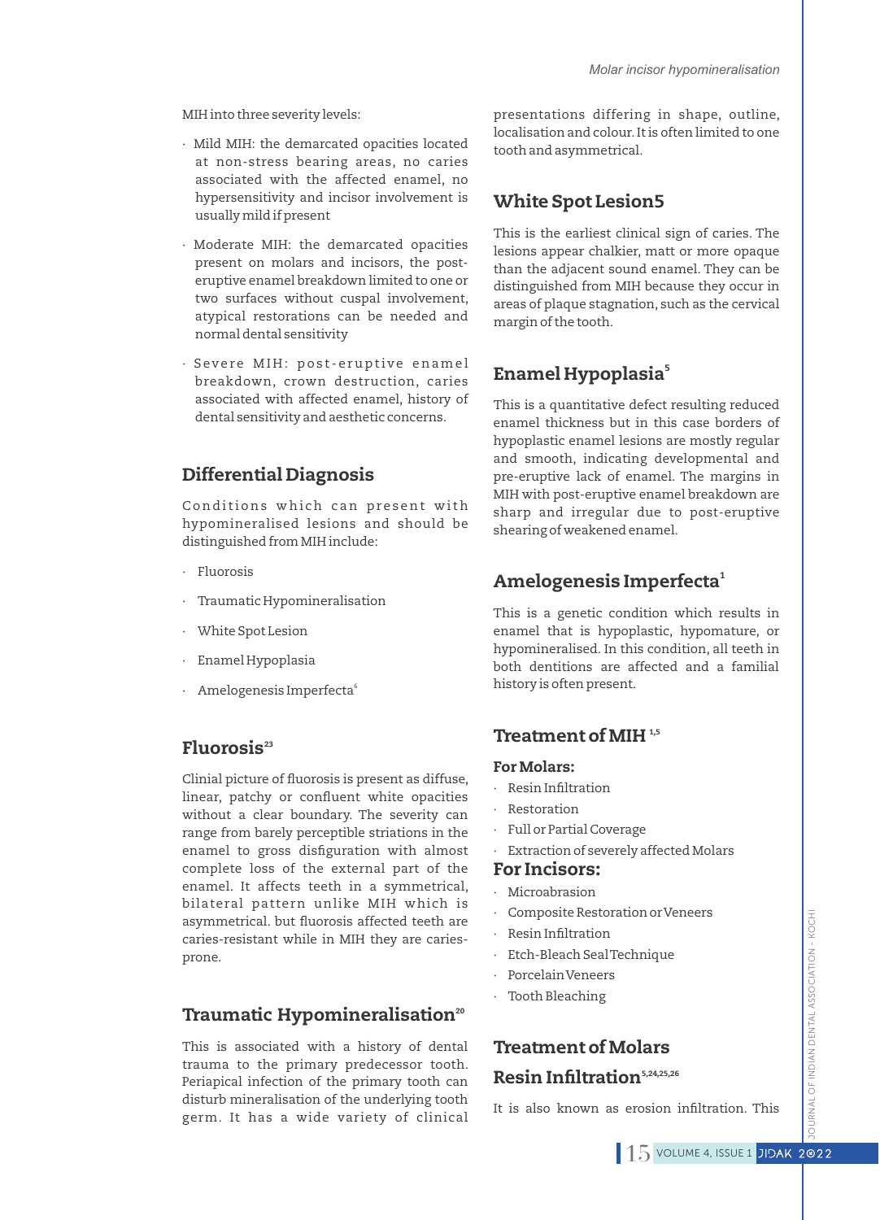MIH into three severity levels:

- Mild MIH: the demarcated opacities located at non-stress bearing areas, no caries associated with the affected enamel, no hypersensitivity and incisor involvement is usually mild if present
- Moderate MIH: the demarcated opacities present on molars and incisors, the post-eruptive enamel breakdown limited to one or two surfaces without cuspal involvement, atypical restorations can be needed and normal dental sensitivity
- Severe MIH: post-eruptive enamel breakdown, crown destruction, caries associated with affected enamel, history of dental sensitivity and aesthetic concerns.

## Differential Diagnosis

Conditions which can present with hypomineralised lesions and should be distinguished from MIH include:

- Fluorosis
- Traumatic Hypomineralisation
- White Spot Lesion
- Enamel Hypoplasia
- Amelogenesis Imperfecta[6]

## Fluorosis[23]

Clinial picture of fluorosis is present as diffuse, linear, patchy or confluent white opacities without a clear boundary. The severity can range from barely perceptible striations in the enamel to gross disfiguration with almost complete loss of the external part of the enamel. It affects teeth in a symmetrical, bilateral pattern unlike MIH which is asymmetrical. but fluorosis affected teeth are caries-resistant while in MIH they are caries-prone.

## Traumatic Hypomineralisation[20]

This is associated with a history of dental trauma to the primary predecessor tooth. Periapical infection of the primary tooth can disturb mineralisation of the underlying tooth germ. It has a wide variety of clinical presentations differing in shape, outline, localisation and colour. It is often limited to one tooth and asymmetrical.

## White Spot Lesion5

This is the earliest clinical sign of caries. The lesions appear chalkier, matt or more opaque than the adjacent sound enamel. They can be distinguished from MIH because they occur in areas of plaque stagnation, such as the cervical margin of the tooth.

## Enamel Hypoplasia[5]

This is a quantitative defect resulting reduced enamel thickness but in this case borders of hypoplastic enamel lesions are mostly regular and smooth, indicating developmental and pre-eruptive lack of enamel. The margins in MIH with post-eruptive enamel breakdown are sharp and irregular due to post-eruptive shearing of weakened enamel.

## Amelogenesis Imperfecta[1]

This is a genetic condition which results in enamel that is hypoplastic, hypomature, or hypomineralised. In this condition, all teeth in both dentitions are affected and a familial history is often present.

## Treatment of MIH [1,5]

### For Molars:

- Resin Infiltration
- Restoration
- Full or Partial Coverage
- Extraction of severely affected Molars

### For Incisors:

- Microabrasion
- Composite Restoration or Veneers
- Resin Infiltration
- Etch-Bleach Seal Technique
- Porcelain Veneers
- Tooth Bleaching

## Treatment of Molars

## Resin Infiltration[5,24,25,26]

It is also known as erosion infiltration. This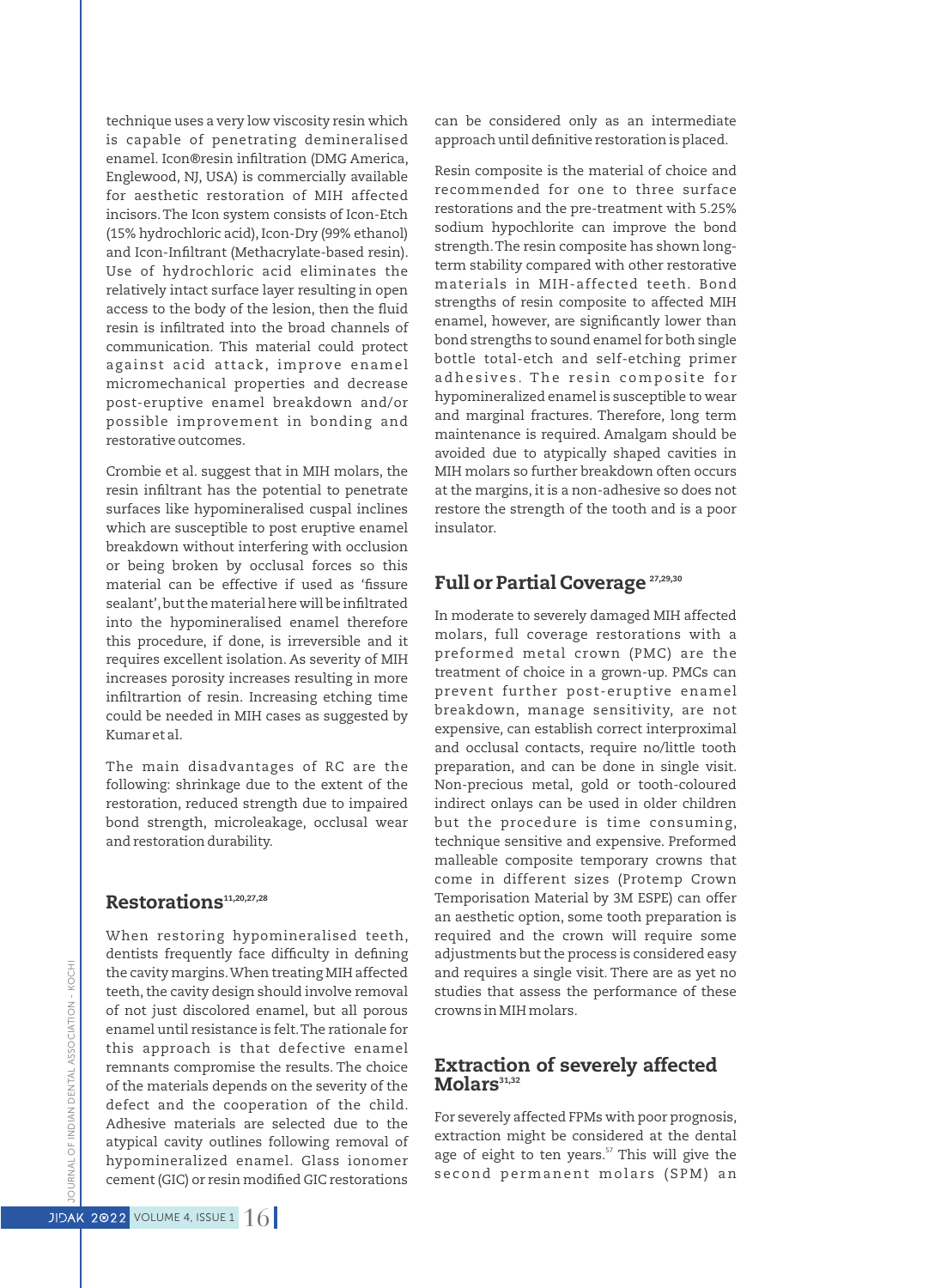technique uses a very low viscosity resin which is capable of penetrating demineralised enamel. Icon®resin infiltration (DMG America, Englewood, NJ, USA) is commercially available for aesthetic restoration of MIH affected incisors. The Icon system consists of Icon-Etch (15% hydrochloric acid), Icon-Dry (99% ethanol) and Icon-Infiltrant (Methacrylate-based resin). Use of hydrochloric acid eliminates the relatively intact surface layer resulting in open access to the body of the lesion, then the fluid resin is infiltrated into the broad channels of communication. This material could protect against acid attack, improve enamel micromechanical properties and decrease post-eruptive enamel breakdown and/or possible improvement in bonding and restorative outcomes.

Crombie et al. suggest that in MIH molars, the resin infiltrant has the potential to penetrate surfaces like hypomineralised cuspal inclines which are susceptible to post eruptive enamel breakdown without interfering with occlusion or being broken by occlusal forces so this material can be effective if used as 'fissure sealant', but the material here will be infiltrated into the hypomineralised enamel therefore this procedure, if done, is irreversible and it requires excellent isolation. As severity of MIH increases porosity increases resulting in more infiltrartion of resin. Increasing etching time could be needed in MIH cases as suggested by Kumar et al.

The main disadvantages of RC are the following: shrinkage due to the extent of the restoration, reduced strength due to impaired bond strength, microleakage, occlusal wear and restoration durability.

## Restorations[11,20,27,28]

When restoring hypomineralised teeth, dentists frequently face difficulty in defining the cavity margins. When treating MIH affected teeth, the cavity design should involve removal of not just discolored enamel, but all porous enamel until resistance is felt. The rationale for this approach is that defective enamel remnants compromise the results. The choice of the materials depends on the severity of the defect and the cooperation of the child. Adhesive materials are selected due to the atypical cavity outlines following removal of hypomineralized enamel. Glass ionomer cement (GIC) or resin modified GIC restorations can be considered only as an intermediate approach until definitive restoration is placed.

Resin composite is the material of choice and recommended for one to three surface restorations and the pre-treatment with 5.25% sodium hypochlorite can improve the bond strength. The resin composite has shown long-term stability compared with other restorative materials in MIH-affected teeth. Bond strengths of resin composite to affected MIH enamel, however, are significantly lower than bond strengths to sound enamel for both single bottle total-etch and self-etching primer adhesives. The resin composite for hypomineralized enamel is susceptible to wear and marginal fractures. Therefore, long term maintenance is required. Amalgam should be avoided due to atypically shaped cavities in MIH molars so further breakdown often occurs at the margins, it is a non-adhesive so does not restore the strength of the tooth and is a poor insulator.

## Full or Partial Coverage[27,29,30]

In moderate to severely damaged MIH affected molars, full coverage restorations with a preformed metal crown (PMC) are the treatment of choice in a grown-up. PMCs can prevent further post-eruptive enamel breakdown, manage sensitivity, are not expensive, can establish correct interproximal and occlusal contacts, require no/little tooth preparation, and can be done in single visit. Non-precious metal, gold or tooth-coloured indirect onlays can be used in older children but the procedure is time consuming, technique sensitive and expensive. Preformed malleable composite temporary crowns that come in different sizes (Protemp Crown Temporisation Material by 3M ESPE) can offer an aesthetic option, some tooth preparation is required and the crown will require some adjustments but the process is considered easy and requires a single visit. There are as yet no studies that assess the performance of these crowns in MIH molars.

## Extraction of severely affected Molars[31,32]

For severely affected FPMs with poor prognosis, extraction might be considered at the dental age of eight to ten years.[57] This will give the second permanent molars (SPM) an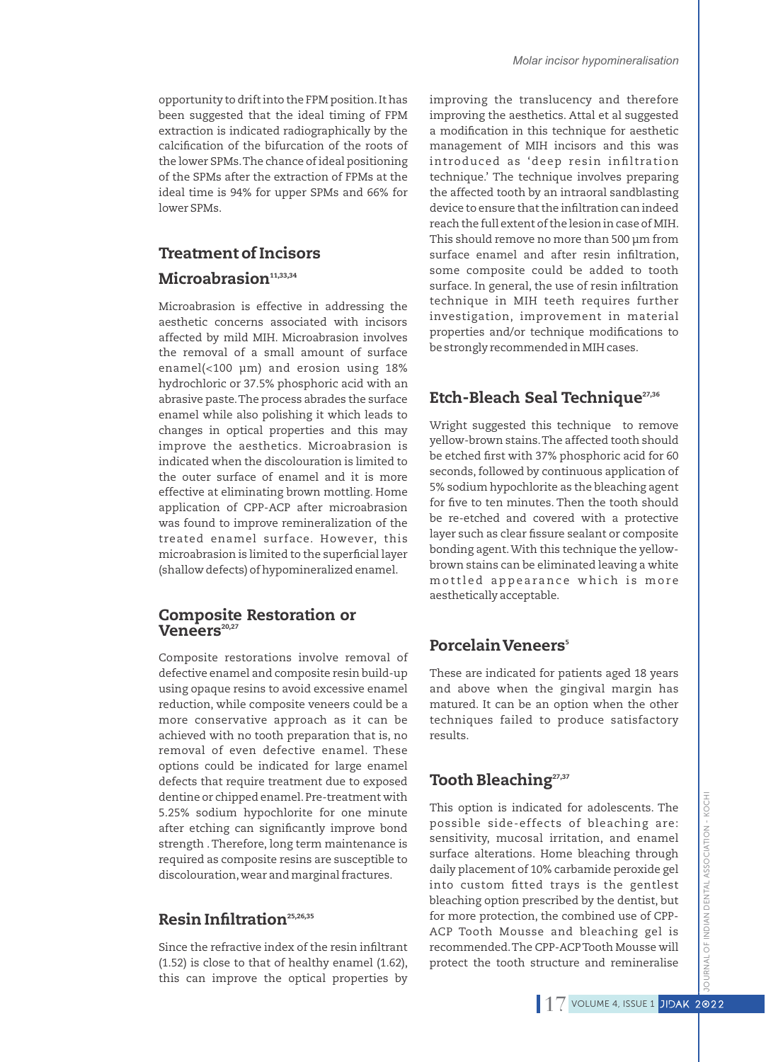opportunity to drift into the FPM position. It has been suggested that the ideal timing of FPM extraction is indicated radiographically by the calcification of the bifurcation of the roots of the lower SPMs. The chance of ideal positioning of the SPMs after the extraction of FPMs at the ideal time is 94% for upper SPMs and 66% for lower SPMs.

## Treatment of Incisors

### Microabrasion[11,33,34]

Microabrasion is effective in addressing the aesthetic concerns associated with incisors affected by mild MIH. Microabrasion involves the removal of a small amount of surface enamel(<100 µm) and erosion using 18% hydrochloric or 37.5% phosphoric acid with an abrasive paste. The process abrades the surface enamel while also polishing it which leads to changes in optical properties and this may improve the aesthetics. Microabrasion is indicated when the discolouration is limited to the outer surface of enamel and it is more effective at eliminating brown mottling. Home application of CPP-ACP after microabrasion was found to improve remineralization of the treated enamel surface. However, this microabrasion is limited to the superficial layer (shallow defects) of hypomineralized enamel.

### Composite Restoration or Veneers[20,27]

Composite restorations involve removal of defective enamel and composite resin build-up using opaque resins to avoid excessive enamel reduction, while composite veneers could be a more conservative approach as it can be achieved with no tooth preparation that is, no removal of even defective enamel. These options could be indicated for large enamel defects that require treatment due to exposed dentine or chipped enamel. Pre-treatment with 5.25% sodium hypochlorite for one minute after etching can significantly improve bond strength . Therefore, long term maintenance is required as composite resins are susceptible to discolouration, wear and marginal fractures.

### Resin Infiltration[25,26,35]

Since the refractive index of the resin infiltrant (1.52) is close to that of healthy enamel (1.62), this can improve the optical properties by improving the translucency and therefore improving the aesthetics. Attal et al suggested a modification in this technique for aesthetic management of MIH incisors and this was introduced as 'deep resin infiltration technique.' The technique involves preparing the affected tooth by an intraoral sandblasting device to ensure that the infiltration can indeed reach the full extent of the lesion in case of MIH. This should remove no more than 500 µm from surface enamel and after resin infiltration, some composite could be added to tooth surface. In general, the use of resin infiltration technique in MIH teeth requires further investigation, improvement in material properties and/or technique modifications to be strongly recommended in MIH cases.

### Etch-Bleach Seal Technique[27,36]

Wright suggested this technique to remove yellow-brown stains. The affected tooth should be etched first with 37% phosphoric acid for 60 seconds, followed by continuous application of 5% sodium hypochlorite as the bleaching agent for five to ten minutes. Then the tooth should be re-etched and covered with a protective layer such as clear fissure sealant or composite bonding agent. With this technique the yellow-brown stains can be eliminated leaving a white mottled appearance which is more aesthetically acceptable.

### Porcelain Veneers[5]

These are indicated for patients aged 18 years and above when the gingival margin has matured. It can be an option when the other techniques failed to produce satisfactory results.

### Tooth Bleaching[27,37]

This option is indicated for adolescents. The possible side-effects of bleaching are: sensitivity, mucosal irritation, and enamel surface alterations. Home bleaching through daily placement of 10% carbamide peroxide gel into custom fitted trays is the gentlest bleaching option prescribed by the dentist, but for more protection, the combined use of CPP-ACP Tooth Mousse and bleaching gel is recommended. The CPP-ACP Tooth Mousse will protect the tooth structure and remineralise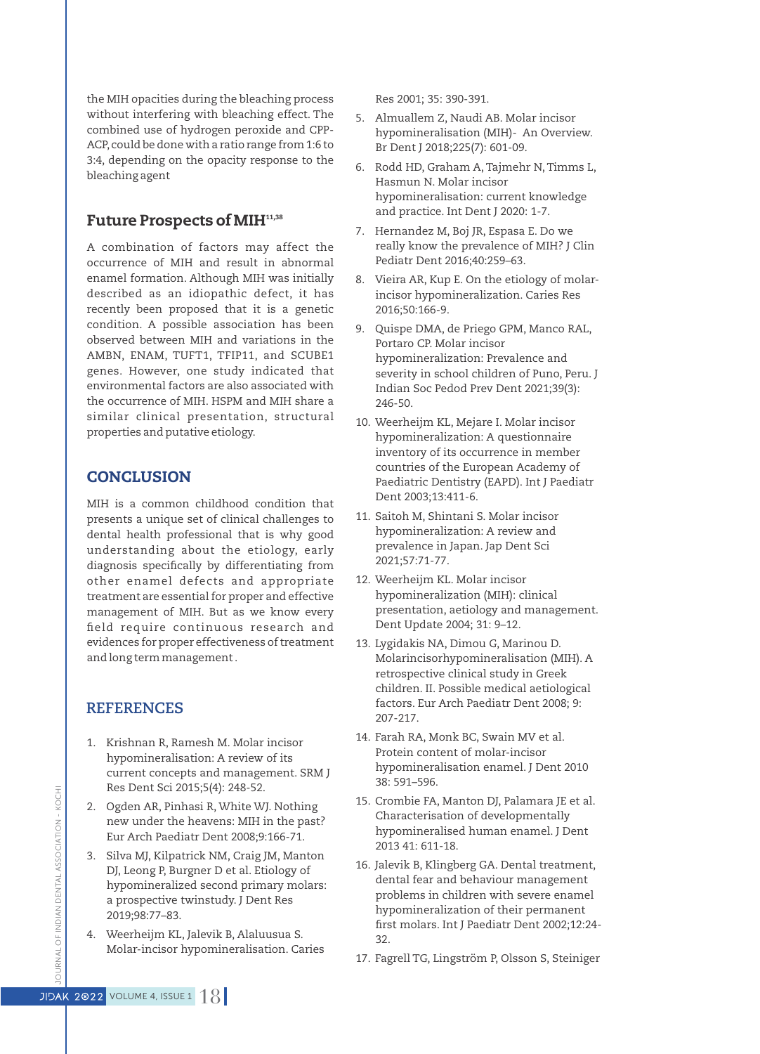the MIH opacities during the bleaching process without interfering with bleaching effect. The combined use of hydrogen peroxide and CPP-ACP, could be done with a ratio range from 1:6 to 3:4, depending on the opacity response to the bleaching agent

## Future Prospects of MIH[11,38]

A combination of factors may affect the occurrence of MIH and result in abnormal enamel formation. Although MIH was initially described as an idiopathic defect, it has recently been proposed that it is a genetic condition. A possible association has been observed between MIH and variations in the AMBN, ENAM, TUFT1, TFIP11, and SCUBE1 genes. However, one study indicated that environmental factors are also associated with the occurrence of MIH. HSPM and MIH share a similar clinical presentation, structural properties and putative etiology.

## CONCLUSION

MIH is a common childhood condition that presents a unique set of clinical challenges to dental health professional that is why good understanding about the etiology, early diagnosis specifically by differentiating from other enamel defects and appropriate treatment are essential for proper and effective management of MIH. But as we know every field require continuous research and evidences for proper effectiveness of treatment and long term management.

## REFERENCES

1. Krishnan R, Ramesh M. Molar incisor hypomineralisation: A review of its current concepts and management. SRM J Res Dent Sci 2015;5(4): 248-52.
2. Ogden AR, Pinhasi R, White WJ. Nothing new under the heavens: MIH in the past? Eur Arch Paediatr Dent 2008;9:166-71.
3. Silva MJ, Kilpatrick NM, Craig JM, Manton DJ, Leong P, Burgner D et al. Etiology of hypomineralized second primary molars: a prospective twinstudy. J Dent Res 2019;98:77–83.
4. Weerheijm KL, Jalevik B, Alaluusua S. Molar-incisor hypomineralisation. Caries Res 2001; 35: 390-391.
5. Almuallem Z, Naudi AB. Molar incisor hypomineralisation (MIH)- An Overview. Br Dent J 2018;225(7): 601-09.
6. Rodd HD, Graham A, Tajmehr N, Timms L, Hasmun N. Molar incisor hypomineralisation: current knowledge and practice. Int Dent J 2020: 1-7.
7. Hernandez M, Boj JR, Espasa E. Do we really know the prevalence of MIH? J Clin Pediatr Dent 2016;40:259–63.
8. Vieira AR, Kup E. On the etiology of molar-incisor hypomineralization. Caries Res 2016;50:166-9.
9. Quispe DMA, de Priego GPM, Manco RAL, Portaro CP. Molar incisor hypomineralization: Prevalence and severity in school children of Puno, Peru. J Indian Soc Pedod Prev Dent 2021;39(3): 246-50.
10. Weerheijm KL, Mejare I. Molar incisor hypomineralization: A questionnaire inventory of its occurrence in member countries of the European Academy of Paediatric Dentistry (EAPD). Int J Paediatr Dent 2003;13:411-6.
11. Saitoh M, Shintani S. Molar incisor hypomineralization: A review and prevalence in Japan. Jap Dent Sci 2021;57:71-77.
12. Weerheijm KL. Molar incisor hypomineralization (MIH): clinical presentation, aetiology and management. Dent Update 2004; 31: 9–12.
13. Lygidakis NA, Dimou G, Marinou D. Molarincisorhypomineralisation (MIH). A retrospective clinical study in Greek children. II. Possible medical aetiological factors. Eur Arch Paediatr Dent 2008; 9: 207-217.
14. Farah RA, Monk BC, Swain MV et al. Protein content of molar-incisor hypomineralisation enamel. J Dent 2010 38: 591–596.
15. Crombie FA, Manton DJ, Palamara JE et al. Characterisation of developmentally hypomineralised human enamel. J Dent 2013 41: 611-18.
16. Jalevik B, Klingberg GA. Dental treatment, dental fear and behaviour management problems in children with severe enamel hypomineralization of their permanent first molars. Int J Paediatr Dent 2002;12:24-32.
17. Fagrell TG, Lingström P, Olsson S, Steiniger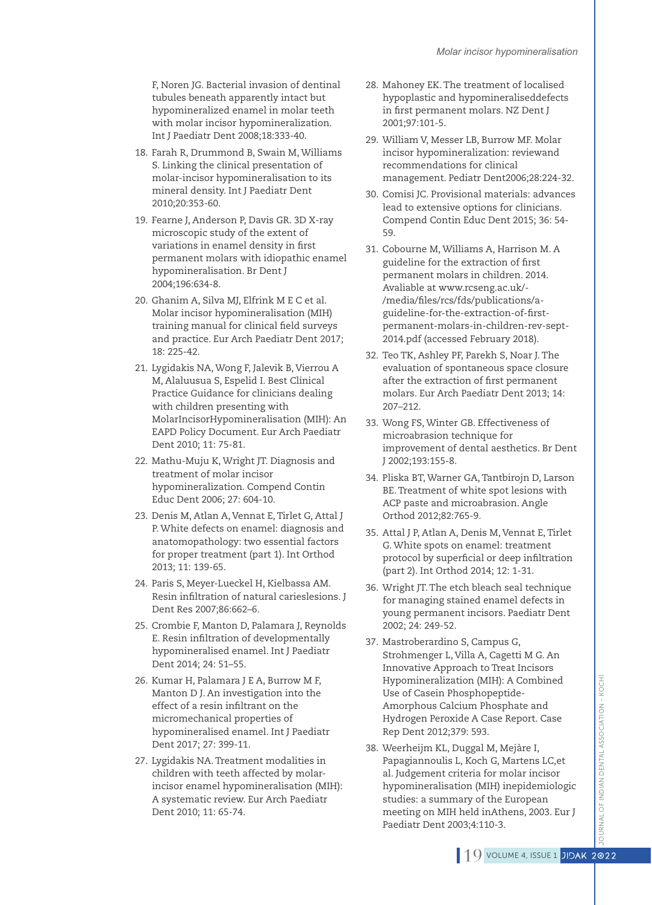F, Noren JG. Bacterial invasion of dentinal tubules beneath apparently intact but hypomineralized enamel in molar teeth with molar incisor hypomineralization. Int J Paediatr Dent 2008;18:333-40.

18. Farah R, Drummond B, Swain M, Williams S. Linking the clinical presentation of molar-incisor hypomineralisation to its mineral density. Int J Paediatr Dent 2010;20:353-60.
19. Fearne J, Anderson P, Davis GR. 3D X-ray microscopic study of the extent of variations in enamel density in first permanent molars with idiopathic enamel hypomineralisation. Br Dent J 2004;196:634-8.
20. Ghanim A, Silva MJ, Elfrink M E C et al. Molar incisor hypomineralisation (MIH) training manual for clinical field surveys and practice. Eur Arch Paediatr Dent 2017; 18: 225-42.
21. Lygidakis NA, Wong F, Jalevik B, Vierrou A M, Alaluusua S, Espelid I. Best Clinical Practice Guidance for clinicians dealing with children presenting with MolarIncisorHypomineralisation (MIH): An EAPD Policy Document. Eur Arch Paediatr Dent 2010; 11: 75-81.
22. Mathu-Muju K, Wright JT. Diagnosis and treatment of molar incisor hypomineralization. Compend Contin Educ Dent 2006; 27: 604-10.
23. Denis M, Atlan A, Vennat E, Tirlet G, Attal J P. White defects on enamel: diagnosis and anatomopathology: two essential factors for proper treatment (part 1). Int Orthod 2013; 11: 139-65.
24. Paris S, Meyer-Lueckel H, Kielbassa AM. Resin infiltration of natural carieslesions. J Dent Res 2007;86:662–6.
25. Crombie F, Manton D, Palamara J, Reynolds E. Resin infiltration of developmentally hypomineralised enamel. Int J Paediatr Dent 2014; 24: 51–55.
26. Kumar H, Palamara J E A, Burrow M F, Manton D J. An investigation into the effect of a resin infiltrant on the micromechanical properties of hypomineralised enamel. Int J Paediatr Dent 2017; 27: 399-11.
27. Lygidakis NA. Treatment modalities in children with teeth affected by molar-incisor enamel hypomineralisation (MIH): A systematic review. Eur Arch Paediatr Dent 2010; 11: 65-74.
28. Mahoney EK. The treatment of localised hypoplastic and hypomineraliseddefects in first permanent molars. NZ Dent J 2001;97:101-5.
29. William V, Messer LB, Burrow MF. Molar incisor hypomineralization: reviewand recommendations for clinical management. Pediatr Dent2006;28:224-32.
30. Comisi JC. Provisional materials: advances lead to extensive options for clinicians. Compend Contin Educ Dent 2015; 36: 54-59.
31. Cobourne M, Williams A, Harrison M. A guideline for the extraction of first permanent molars in children. 2014. Avaliable at www.rcseng.ac.uk/-/media/files/rcs/fds/publications/a-guideline-for-the-extraction-of-first-permanent-molars-in-children-rev-sept-2014.pdf (accessed February 2018).
32. Teo TK, Ashley PF, Parekh S, Noar J. The evaluation of spontaneous space closure after the extraction of first permanent molars. Eur Arch Paediatr Dent 2013; 14: 207–212.
33. Wong FS, Winter GB. Effectiveness of microabrasion technique for improvement of dental aesthetics. Br Dent J 2002;193:155-8.
34. Pliska BT, Warner GA, Tantbirojn D, Larson BE. Treatment of white spot lesions with ACP paste and microabrasion. Angle Orthod 2012;82:765-9.
35. Attal J P, Atlan A, Denis M, Vennat E, Tirlet G. White spots on enamel: treatment protocol by superficial or deep infiltration (part 2). Int Orthod 2014; 12: 1-31.
36. Wright JT. The etch bleach seal technique for managing stained enamel defects in young permanent incisors. Paediatr Dent 2002; 24: 249-52.
37. Mastroberardino S, Campus G, Strohmenger L, Villa A, Cagetti M G. An Innovative Approach to Treat Incisors Hypomineralization (MIH): A Combined Use of Casein Phosphopeptide-Amorphous Calcium Phosphate and Hydrogen Peroxide A Case Report. Case Rep Dent 2012;379: 593.
38. Weerheijm KL, Duggal M, Mejàre I, Papagiannoulis L, Koch G, Martens LC,et al. Judgement criteria for molar incisor hypomineralisation (MIH) inepidemiologic studies: a summary of the European meeting on MIH held inAthens, 2003. Eur J Paediatr Dent 2003;4:110-3.